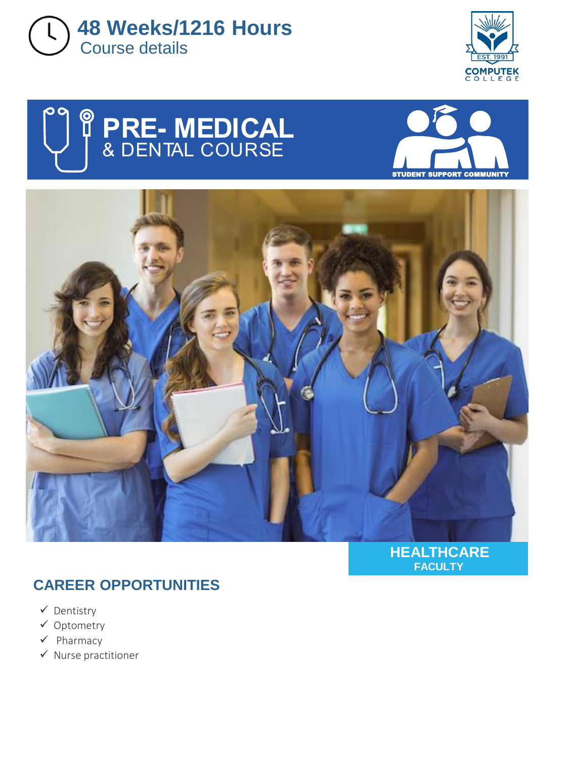**48 Weeks/1216 Hours**
Course details

COMPUTEK COLLEGE
EST. 1991

# PRE- MEDICAL & DENTAL COURSE

STUDENT SUPPORT COMMUNITY

**HEALTHCARE**
**FACULTY**

## CAREER OPPORTUNITIES

- ✓ Dentistry
- ✓ Optometry
- ✓ Pharmacy
- ✓ Nurse practitioner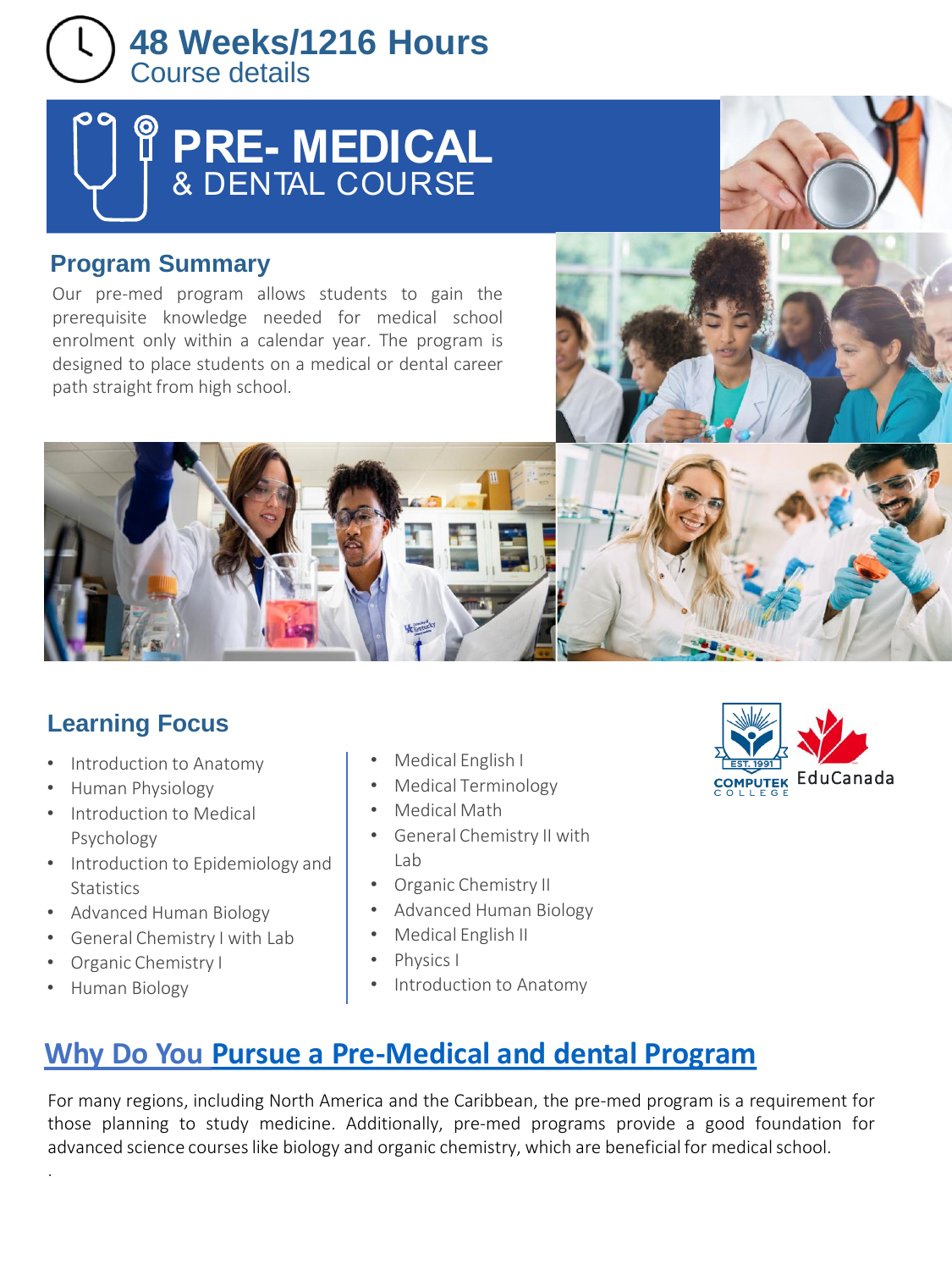# 48 Weeks/1216 Hours

Course details

# PRE- MEDICAL & DENTAL COURSE

## Program Summary

Our pre-med program allows students to gain the prerequisite knowledge needed for medical school enrolment only within a calendar year. The program is designed to place students on a medical or dental career path straight from high school.

## Learning Focus

- Introduction to Anatomy
- Human Physiology
- Introduction to Medical Psychology
- Introduction to Epidemiology and Statistics
- Advanced Human Biology
- General Chemistry I with Lab
- Organic Chemistry I
- Human Biology
- Medical English I
- Medical Terminology
- Medical Math
- General Chemistry II with Lab
- Organic Chemistry II
- Advanced Human Biology
- Medical English II
- Physics I
- Introduction to Anatomy

EST. 1991 COMPUTEK COLLEGE EduCanada

## Why Do You Pursue a Pre-Medical and dental Program

For many regions, including North America and the Caribbean, the pre-med program is a requirement for those planning to study medicine. Additionally, pre-med programs provide a good foundation for advanced science courses like biology and organic chemistry, which are beneficial for medical school.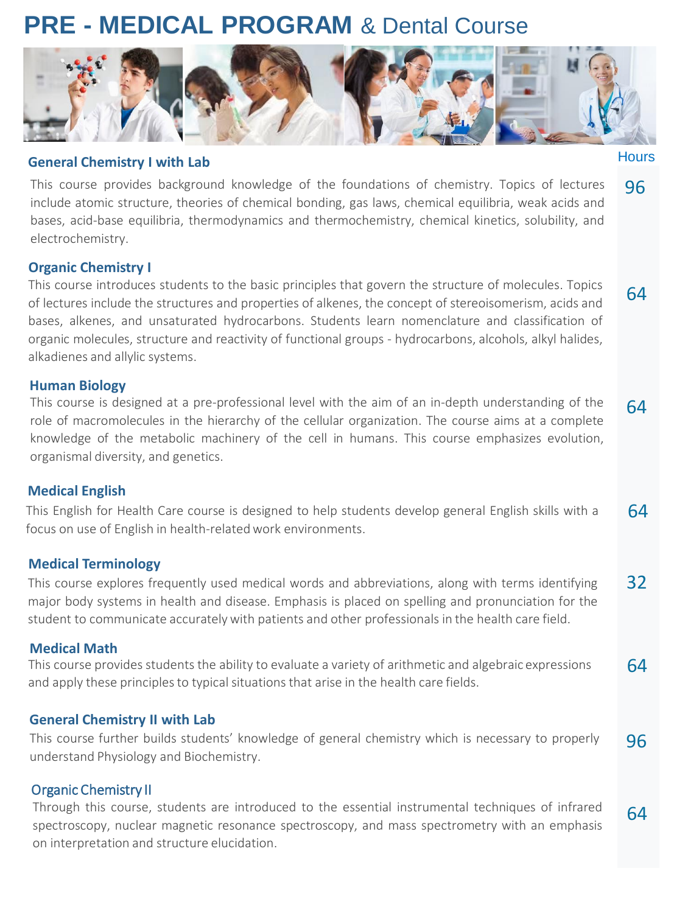# PRE - MEDICAL PROGRAM & Dental Course

| Course | Hours |
|---|---|
| **General Chemistry I with Lab** — This course provides background knowledge of the foundations of chemistry. Topics of lectures include atomic structure, theories of chemical bonding, gas laws, chemical equilibria, weak acids and bases, acid-base equilibria, thermodynamics and thermochemistry, chemical kinetics, solubility, and electrochemistry. | 96 |
| **Organic Chemistry I** — This course introduces students to the basic principles that govern the structure of molecules. Topics of lectures include the structures and properties of alkenes, the concept of stereoisomerism, acids and bases, alkenes, and unsaturated hydrocarbons. Students learn nomenclature and classification of organic molecules, structure and reactivity of functional groups - hydrocarbons, alcohols, alkyl halides, alkadienes and allylic systems. | 64 |
| **Human Biology** — This course is designed at a pre-professional level with the aim of an in-depth understanding of the role of macromolecules in the hierarchy of the cellular organization. The course aims at a complete knowledge of the metabolic machinery of the cell in humans. This course emphasizes evolution, organismal diversity, and genetics. | 64 |
| **Medical English** — This English for Health Care course is designed to help students develop general English skills with a focus on use of English in health-related work environments. | 64 |
| **Medical Terminology** — This course explores frequently used medical words and abbreviations, along with terms identifying major body systems in health and disease. Emphasis is placed on spelling and pronunciation for the student to communicate accurately with patients and other professionals in the health care field. | 32 |
| **Medical Math** — This course provides students the ability to evaluate a variety of arithmetic and algebraic expressions and apply these principles to typical situations that arise in the health care fields. | 64 |
| **General Chemistry II with Lab** — This course further builds students' knowledge of general chemistry which is necessary to properly understand Physiology and Biochemistry. | 96 |
| **Organic Chemistry II** — Through this course, students are introduced to the essential instrumental techniques of infrared spectroscopy, nuclear magnetic resonance spectroscopy, and mass spectrometry with an emphasis on interpretation and structure elucidation. | 64 |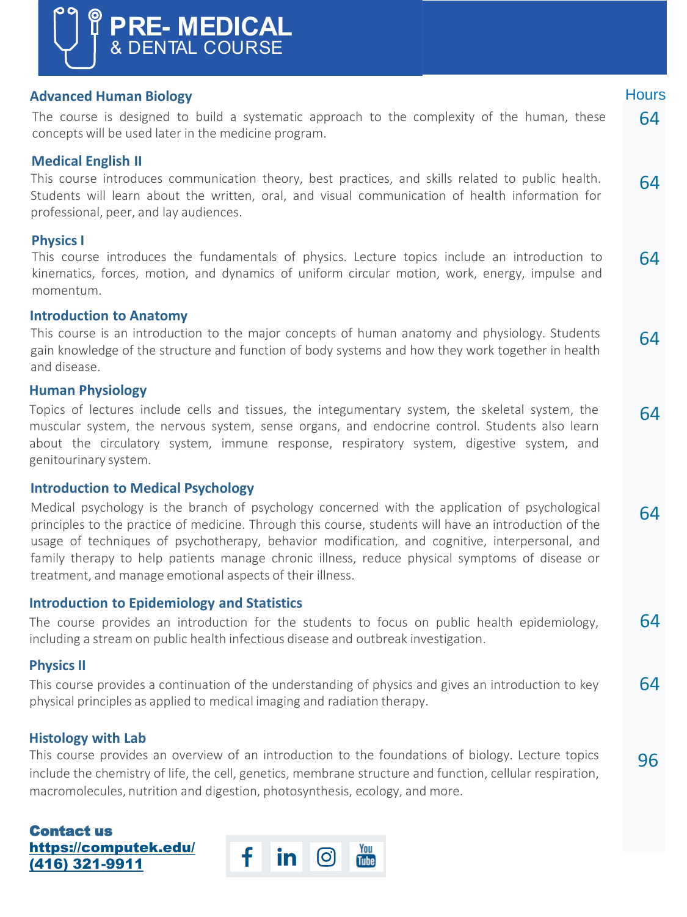# PRE- MEDICAL
## & DENTAL COURSE

Hours

### Advanced Human Biology

The course is designed to build a systematic approach to the complexity of the human, these concepts will be used later in the medicine program.

64

### Medical English II

This course introduces communication theory, best practices, and skills related to public health. Students will learn about the written, oral, and visual communication of health information for professional, peer, and lay audiences.

64

### Physics I

This course introduces the fundamentals of physics. Lecture topics include an introduction to kinematics, forces, motion, and dynamics of uniform circular motion, work, energy, impulse and momentum.

64

### Introduction to Anatomy

This course is an introduction to the major concepts of human anatomy and physiology. Students gain knowledge of the structure and function of body systems and how they work together in health and disease.

64

### Human Physiology

Topics of lectures include cells and tissues, the integumentary system, the skeletal system, the muscular system, the nervous system, sense organs, and endocrine control. Students also learn about the circulatory system, immune response, respiratory system, digestive system, and genitourinary system.

64

### Introduction to Medical Psychology

Medical psychology is the branch of psychology concerned with the application of psychological principles to the practice of medicine. Through this course, students will have an introduction of the usage of techniques of psychotherapy, behavior modification, and cognitive, interpersonal, and family therapy to help patients manage chronic illness, reduce physical symptoms of disease or treatment, and manage emotional aspects of their illness.

64

### Introduction to Epidemiology and Statistics

The course provides an introduction for the students to focus on public health epidemiology, including a stream on public health infectious disease and outbreak investigation.

64

### Physics II

This course provides a continuation of the understanding of physics and gives an introduction to key physical principles as applied to medical imaging and radiation therapy.

64

### Histology with Lab

This course provides an overview of an introduction to the foundations of biology. Lecture topics include the chemistry of life, the cell, genetics, membrane structure and function, cellular respiration, macromolecules, nutrition and digestion, photosynthesis, ecology, and more.

96

**Contact us**
**https://computek.edu/**
**(416) 321-9911**